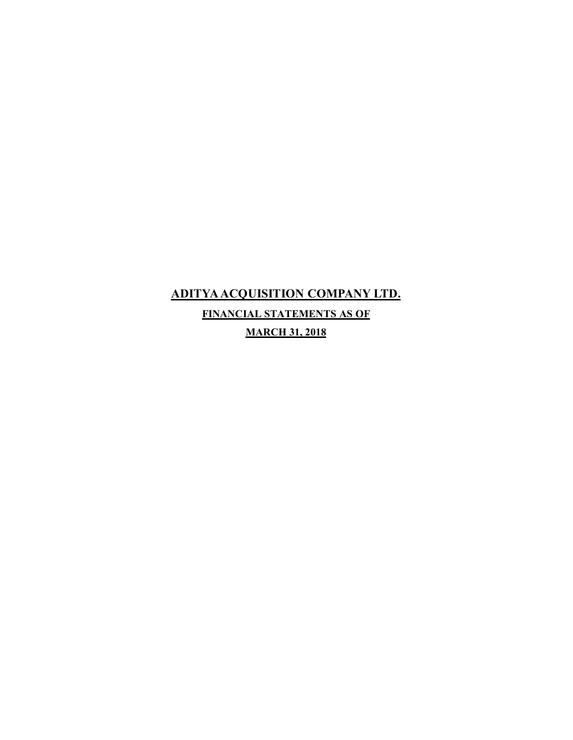# ADITYA ACQUISITION COMPANY LTD.

## FINANCIAL STATEMENTS AS OF

## MARCH 31, 2018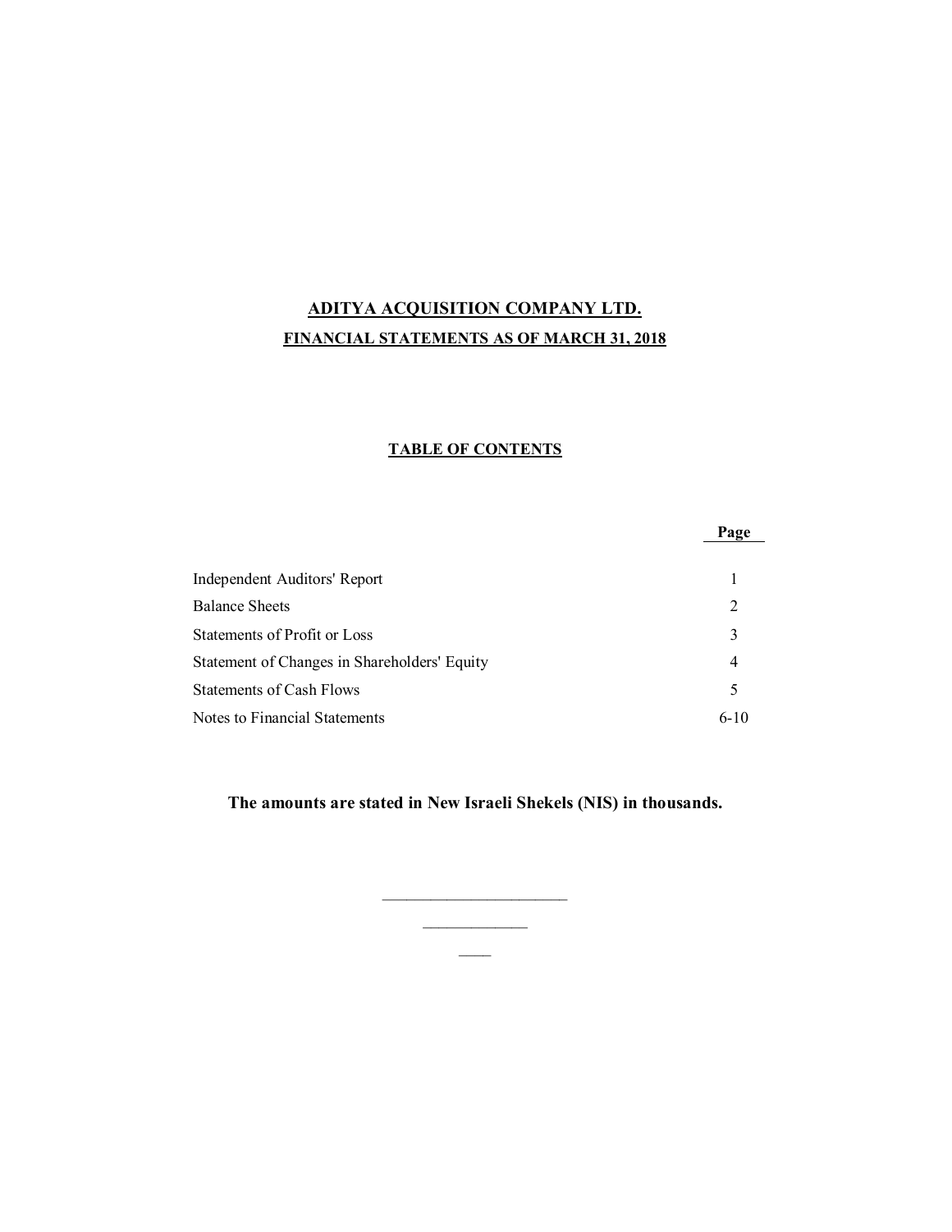# ADITYA ACQUISITION COMPANY LTD.

## FINANCIAL STATEMENTS AS OF MARCH 31, 2018

### TABLE OF CONTENTS

| | Page |
|---|---|
| Independent Auditors' Report | 1 |
| Balance Sheets | 2 |
| Statements of Profit or Loss | 3 |
| Statement of Changes in Shareholders' Equity | 4 |
| Statements of Cash Flows | 5 |
| Notes to Financial Statements | 6-10 |

**The amounts are stated in New Israeli Shekels (NIS) in thousands.**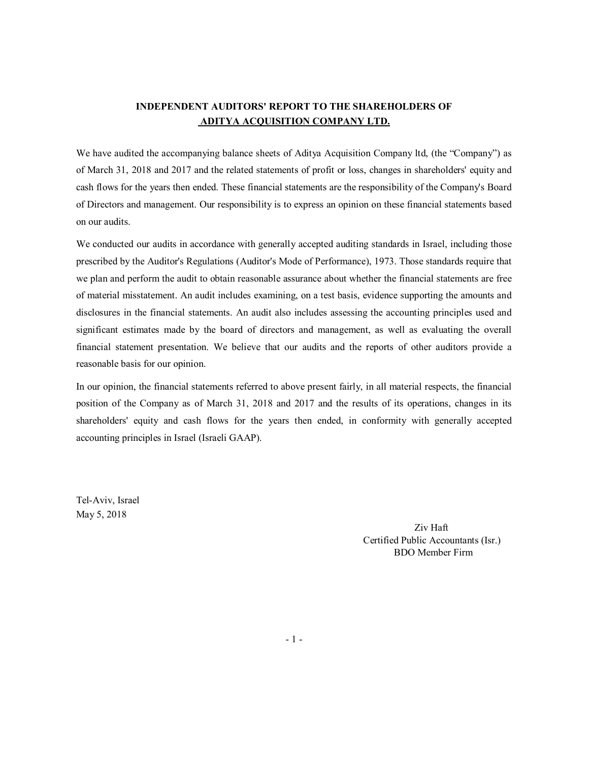**INDEPENDENT AUDITORS' REPORT TO THE SHAREHOLDERS OF**
**ADITYA ACQUISITION COMPANY LTD.**

We have audited the accompanying balance sheets of Aditya Acquisition Company ltd, (the "Company") as of March 31, 2018 and 2017 and the related statements of profit or loss, changes in shareholders' equity and cash flows for the years then ended. These financial statements are the responsibility of the Company's Board of Directors and management. Our responsibility is to express an opinion on these financial statements based on our audits.

We conducted our audits in accordance with generally accepted auditing standards in Israel, including those prescribed by the Auditor's Regulations (Auditor's Mode of Performance), 1973. Those standards require that we plan and perform the audit to obtain reasonable assurance about whether the financial statements are free of material misstatement. An audit includes examining, on a test basis, evidence supporting the amounts and disclosures in the financial statements. An audit also includes assessing the accounting principles used and significant estimates made by the board of directors and management, as well as evaluating the overall financial statement presentation. We believe that our audits and the reports of other auditors provide a reasonable basis for our opinion.

In our opinion, the financial statements referred to above present fairly, in all material respects, the financial position of the Company as of March 31, 2018 and 2017 and the results of its operations, changes in its shareholders' equity and cash flows for the years then ended, in conformity with generally accepted accounting principles in Israel (Israeli GAAP).

Tel-Aviv, Israel
May 5, 2018

Ziv Haft
Certified Public Accountants (Isr.)
BDO Member Firm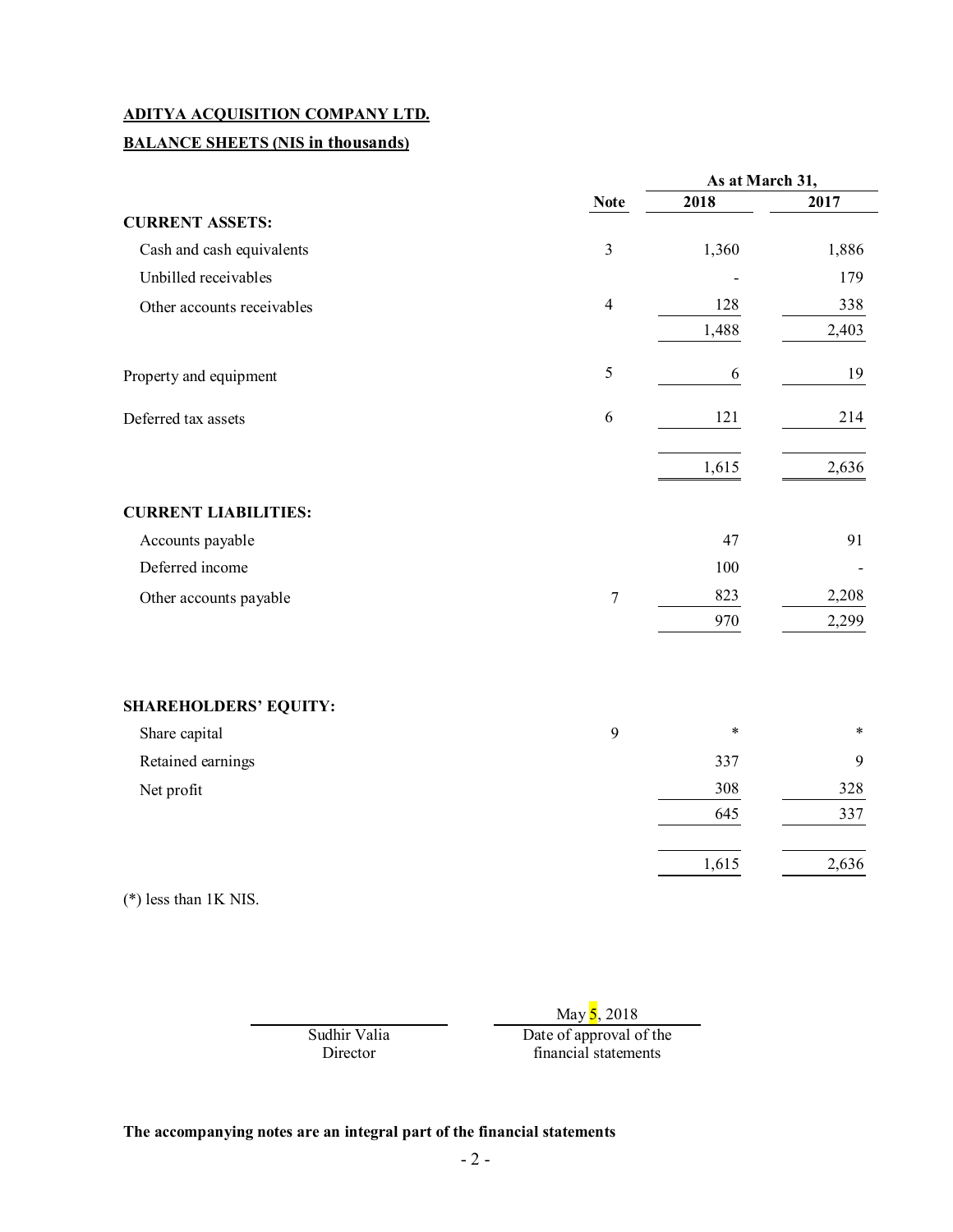**ADITYA ACQUISITION COMPANY LTD.**

**BALANCE SHEETS (NIS in thousands)**

| | Note | As at March 31, 2018 | As at March 31, 2017 |
|---|---|---|---|
| **CURRENT ASSETS:** | | | |
| Cash and cash equivalents | 3 | 1,360 | 1,886 |
| Unbilled receivables | | - | 179 |
| Other accounts receivables | 4 | 128 | 338 |
| | | 1,488 | 2,403 |
| Property and equipment | 5 | 6 | 19 |
| Deferred tax assets | 6 | 121 | 214 |
| | | 1,615 | 2,636 |
| **CURRENT LIABILITIES:** | | | |
| Accounts payable | | 47 | 91 |
| Deferred income | | 100 | - |
| Other accounts payable | 7 | 823 | 2,208 |
| | | 970 | 2,299 |
| **SHAREHOLDERS' EQUITY:** | | | |
| Share capital | 9 | * | * |
| Retained earnings | | 337 | 9 |
| Net profit | | 308 | 328 |
| | | 645 | 337 |
| | | 1,615 | 2,636 |

(*) less than 1K NIS.

| Sudhir Valia | May 5, 2018 |
|---|---|
| Director | Date of approval of the financial statements |

**The accompanying notes are an integral part of the financial statements**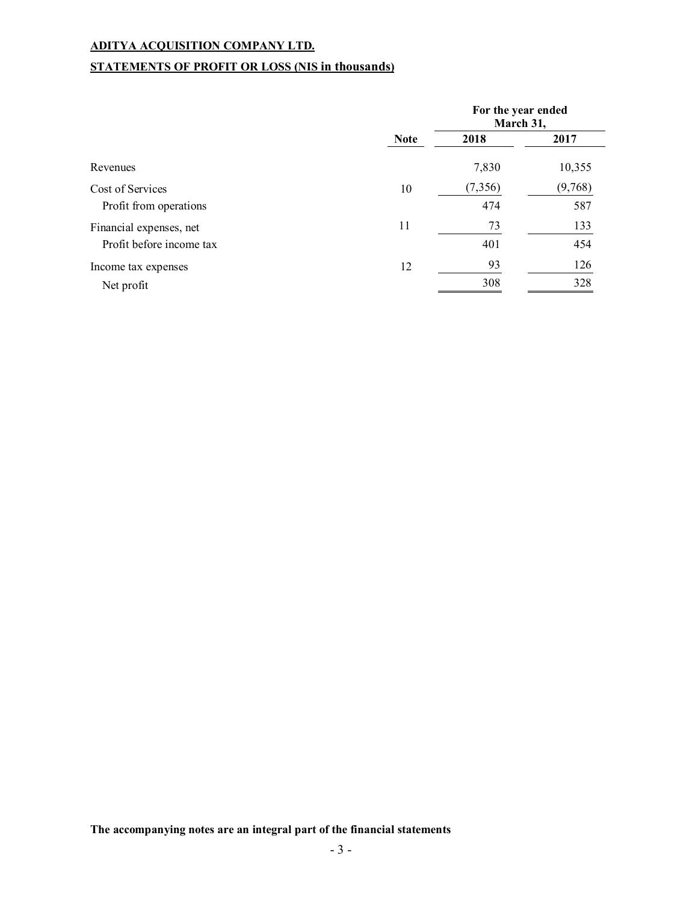**ADITYA ACQUISITION COMPANY LTD.**

**STATEMENTS OF PROFIT OR LOSS (NIS in thousands)**

| | | For the year ended March 31, | |
|---|---|---|---|
| | **Note** | **2018** | **2017** |
| Revenues | | 7,830 | 10,355 |
| Cost of Services | 10 | (7,356) | (9,768) |
| Profit from operations | | 474 | 587 |
| Financial expenses, net | 11 | 73 | 133 |
| Profit before income tax | | 401 | 454 |
| Income tax expenses | 12 | 93 | 126 |
| Net profit | | 308 | 328 |

**The accompanying notes are an integral part of the financial statements**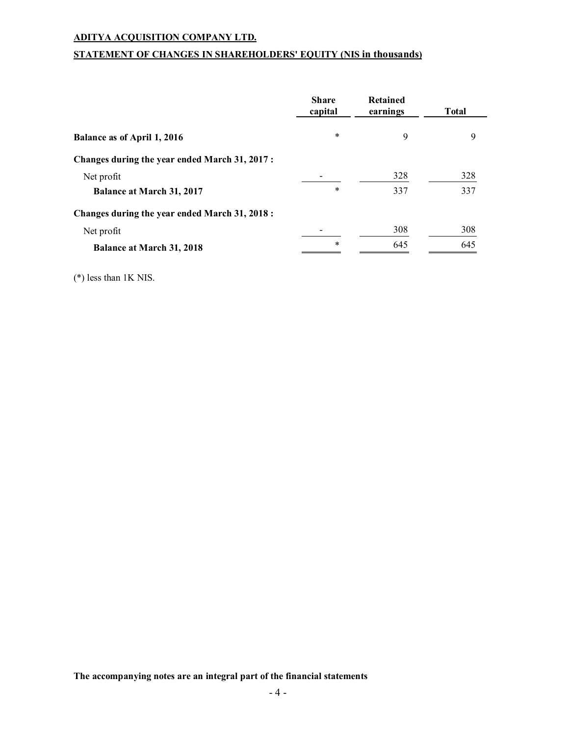**ADITYA ACQUISITION COMPANY LTD.**

**STATEMENT OF CHANGES IN SHAREHOLDERS' EQUITY (NIS in thousands)**

| | Share capital | Retained earnings | Total |
|---|---|---|---|
| **Balance as of April 1, 2016** | * | 9 | 9 |
| **Changes during the year ended March 31, 2017 :** | | | |
| Net profit | - | 328 | 328 |
| **Balance at March 31, 2017** | * | 337 | 337 |
| **Changes during the year ended March 31, 2018 :** | | | |
| Net profit | - | 308 | 308 |
| **Balance at March 31, 2018** | * | 645 | 645 |

(*) less than 1K NIS.

**The accompanying notes are an integral part of the financial statements**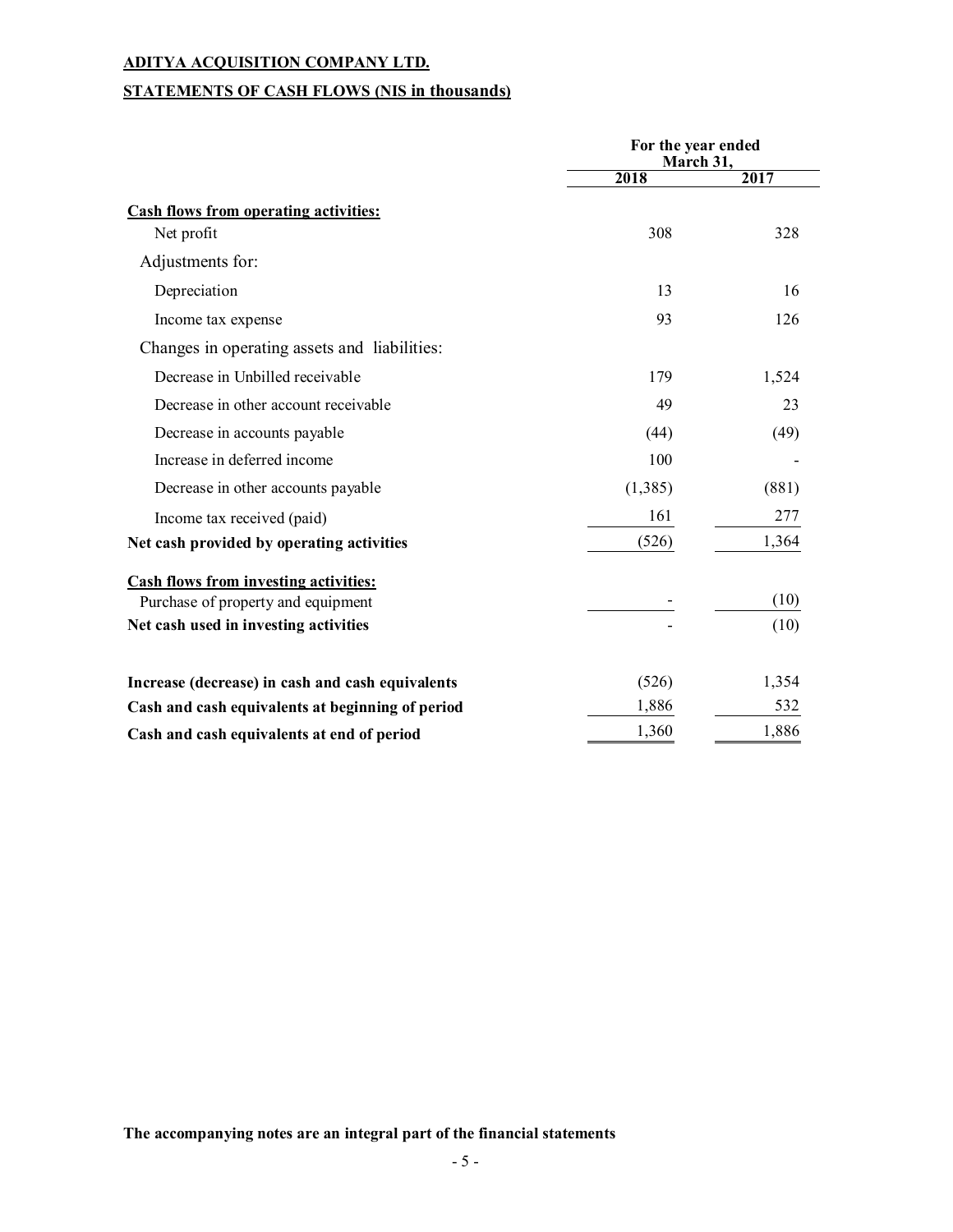**ADITYA ACQUISITION COMPANY LTD.**

**STATEMENTS OF CASH FLOWS (NIS in thousands)**

| | For the year ended March 31, | |
|---|---|---|
| | **2018** | **2017** |
| **Cash flows from operating activities:** | | |
| Net profit | 308 | 328 |
| Adjustments for: | | |
| Depreciation | 13 | 16 |
| Income tax expense | 93 | 126 |
| Changes in operating assets and liabilities: | | |
| Decrease in Unbilled receivable | 179 | 1,524 |
| Decrease in other account receivable | 49 | 23 |
| Decrease in accounts payable | (44) | (49) |
| Increase in deferred income | 100 | - |
| Decrease in other accounts payable | (1,385) | (881) |
| Income tax received (paid) | 161 | 277 |
| **Net cash provided by operating activities** | (526) | 1,364 |
| **Cash flows from investing activities:** | | |
| Purchase of property and equipment | - | (10) |
| **Net cash used in investing activities** | - | (10) |
| **Increase (decrease) in cash and cash equivalents** | (526) | 1,354 |
| **Cash and cash equivalents at beginning of period** | 1,886 | 532 |
| **Cash and cash equivalents at end of period** | 1,360 | 1,886 |

**The accompanying notes are an integral part of the financial statements**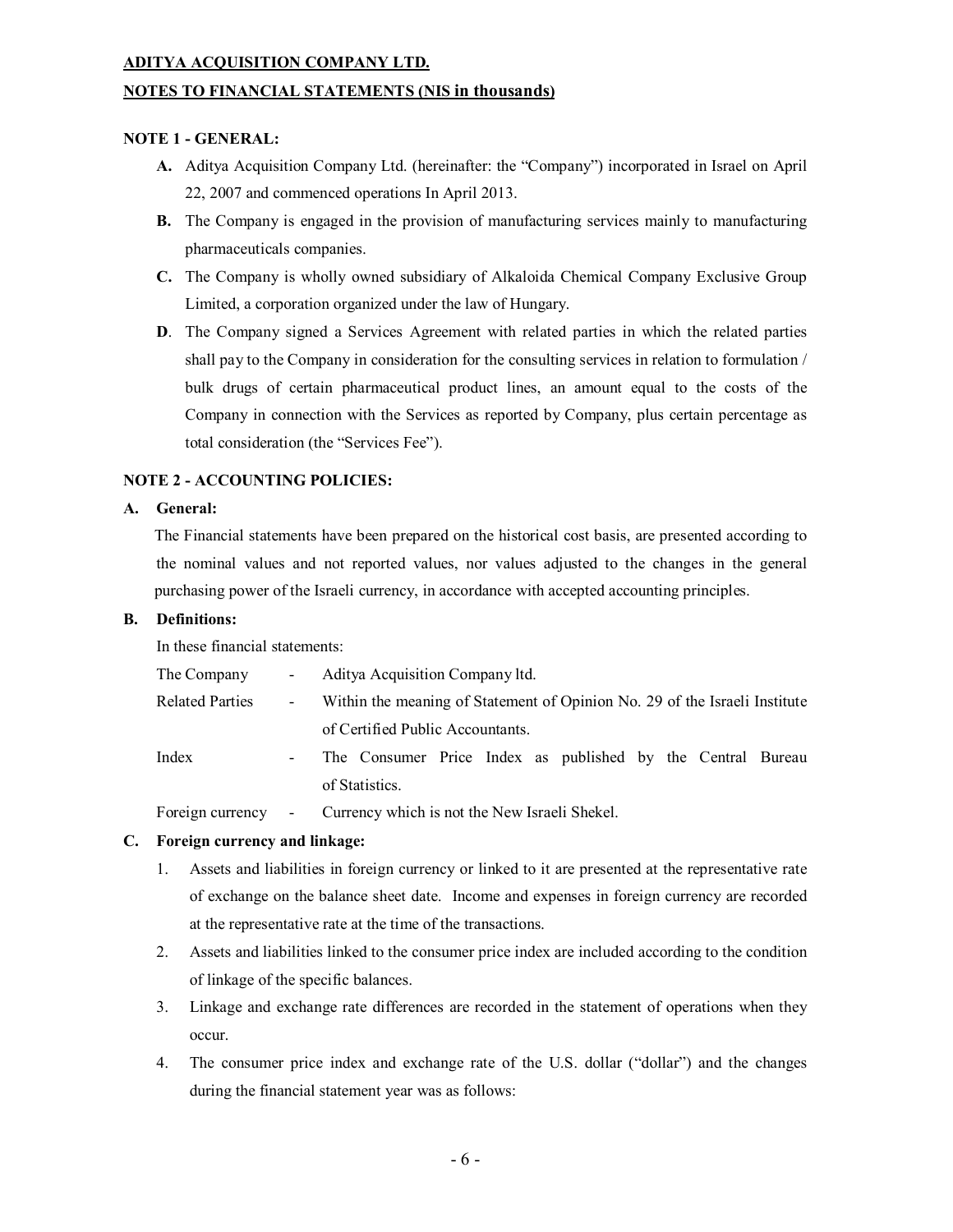**ADITYA ACQUISITION COMPANY LTD.**

**NOTES TO FINANCIAL STATEMENTS (NIS in thousands)**

**NOTE 1 - GENERAL:**

- **A.** Aditya Acquisition Company Ltd. (hereinafter: the "Company") incorporated in Israel on April 22, 2007 and commenced operations In April 2013.
- **B.** The Company is engaged in the provision of manufacturing services mainly to manufacturing pharmaceuticals companies.
- **C.** The Company is wholly owned subsidiary of Alkaloida Chemical Company Exclusive Group Limited, a corporation organized under the law of Hungary.
- **D**. The Company signed a Services Agreement with related parties in which the related parties shall pay to the Company in consideration for the consulting services in relation to formulation / bulk drugs of certain pharmaceutical product lines, an amount equal to the costs of the Company in connection with the Services as reported by Company, plus certain percentage as total consideration (the "Services Fee").

**NOTE 2 - ACCOUNTING POLICIES:**

**A. General:**

The Financial statements have been prepared on the historical cost basis, are presented according to the nominal values and not reported values, nor values adjusted to the changes in the general purchasing power of the Israeli currency, in accordance with accepted accounting principles.

**B. Definitions:**

In these financial statements:

| | | |
|---|---|---|
| The Company | - | Aditya Acquisition Company ltd. |
| Related Parties | - | Within the meaning of Statement of Opinion No. 29 of the Israeli Institute of Certified Public Accountants. |
| Index | - | The Consumer Price Index as published by the Central Bureau of Statistics. |
| Foreign currency | - | Currency which is not the New Israeli Shekel. |

**C. Foreign currency and linkage:**

1. Assets and liabilities in foreign currency or linked to it are presented at the representative rate of exchange on the balance sheet date. Income and expenses in foreign currency are recorded at the representative rate at the time of the transactions.
2. Assets and liabilities linked to the consumer price index are included according to the condition of linkage of the specific balances.
3. Linkage and exchange rate differences are recorded in the statement of operations when they occur.
4. The consumer price index and exchange rate of the U.S. dollar ("dollar") and the changes during the financial statement year was as follows: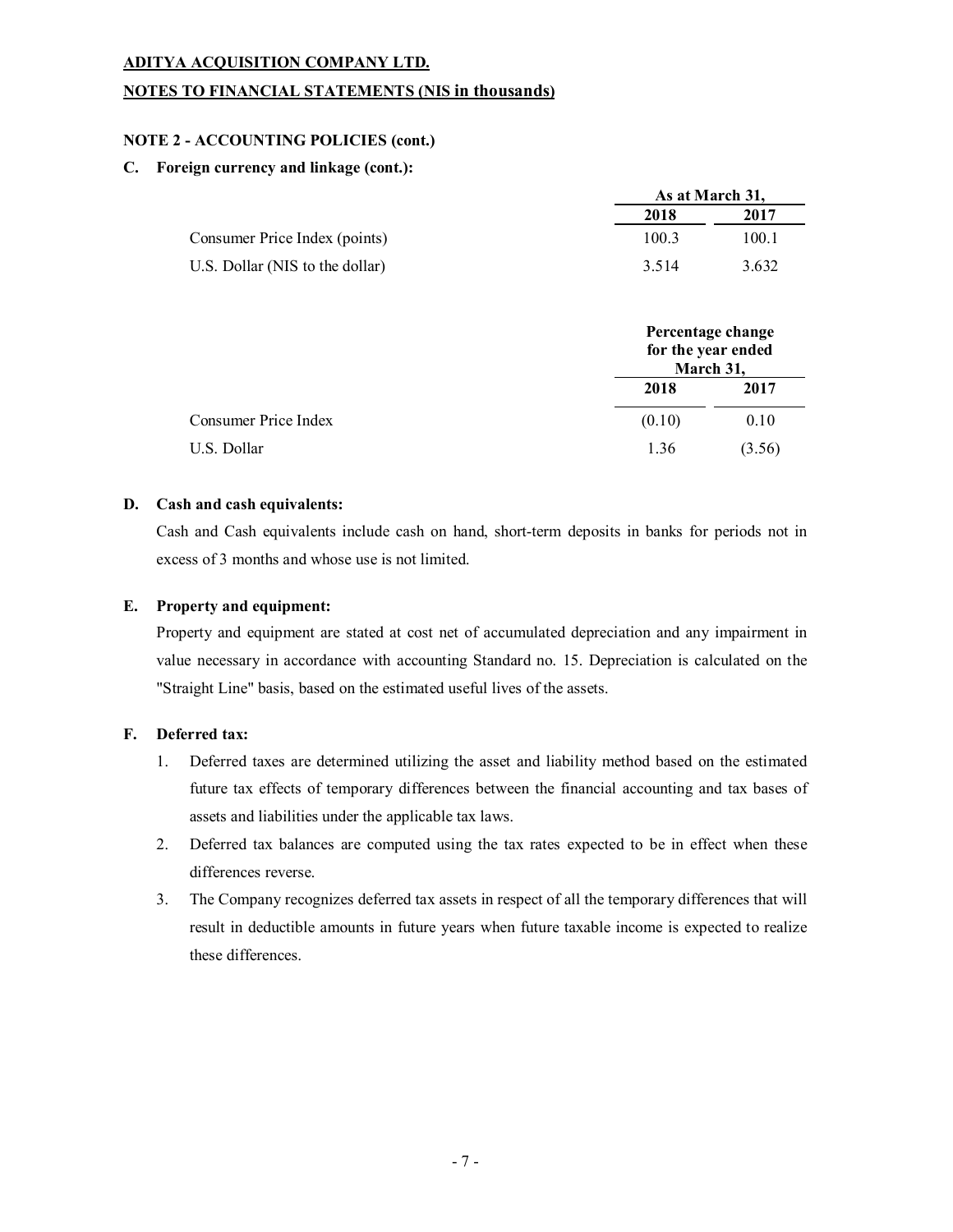ADITYA ACQUISITION COMPANY LTD.

NOTES TO FINANCIAL STATEMENTS (NIS in thousands)

**NOTE 2 - ACCOUNTING POLICIES (cont.)**

**C. Foreign currency and linkage (cont.):**

| | As at March 31, | |
|---|---|---|
| | 2018 | 2017 |
| Consumer Price Index (points) | 100.3 | 100.1 |
| U.S. Dollar (NIS to the dollar) | 3.514 | 3.632 |

| | Percentage change for the year ended March 31, | |
|---|---|---|
| | 2018 | 2017 |
| Consumer Price Index | (0.10) | 0.10 |
| U.S. Dollar | 1.36 | (3.56) |

**D. Cash and cash equivalents:**

Cash and Cash equivalents include cash on hand, short-term deposits in banks for periods not in excess of 3 months and whose use is not limited.

**E. Property and equipment:**

Property and equipment are stated at cost net of accumulated depreciation and any impairment in value necessary in accordance with accounting Standard no. 15. Depreciation is calculated on the "Straight Line" basis, based on the estimated useful lives of the assets.

**F. Deferred tax:**

1. Deferred taxes are determined utilizing the asset and liability method based on the estimated future tax effects of temporary differences between the financial accounting and tax bases of assets and liabilities under the applicable tax laws.
2. Deferred tax balances are computed using the tax rates expected to be in effect when these differences reverse.
3. The Company recognizes deferred tax assets in respect of all the temporary differences that will result in deductible amounts in future years when future taxable income is expected to realize these differences.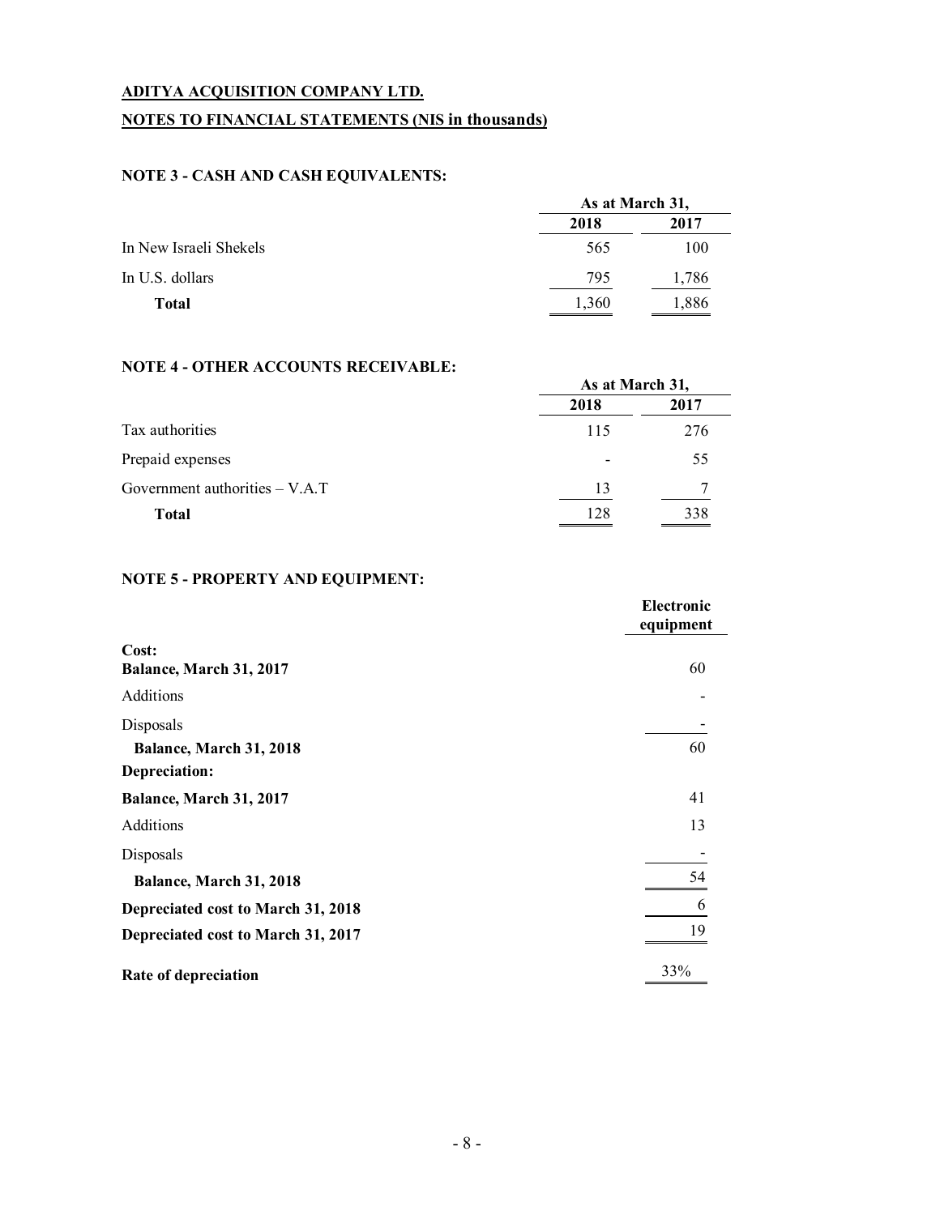**ADITYA ACQUISITION COMPANY LTD.**

**NOTES TO FINANCIAL STATEMENTS (NIS in thousands)**

**NOTE 3 - CASH AND CASH EQUIVALENTS:**

| | As at March 31, | |
|---|---|---|
| | **2018** | **2017** |
| In New Israeli Shekels | 565 | 100 |
| In U.S. dollars | 795 | 1,786 |
| **Total** | 1,360 | 1,886 |

**NOTE 4 - OTHER ACCOUNTS RECEIVABLE:**

| | As at March 31, | |
|---|---|---|
| | **2018** | **2017** |
| Tax authorities | 115 | 276 |
| Prepaid expenses | - | 55 |
| Government authorities – V.A.T | 13 | 7 |
| **Total** | 128 | 338 |

**NOTE 5 - PROPERTY AND EQUIPMENT:**

| | Electronic equipment |
|---|---|
| **Cost:** | |
| **Balance, March 31, 2017** | 60 |
| Additions | - |
| Disposals | - |
| **Balance, March 31, 2018** | 60 |
| **Depreciation:** | |
| **Balance, March 31, 2017** | 41 |
| Additions | 13 |
| Disposals | - |
| **Balance, March 31, 2018** | 54 |
| **Depreciated cost to March 31, 2018** | 6 |
| **Depreciated cost to March 31, 2017** | 19 |
| **Rate of depreciation** | 33% |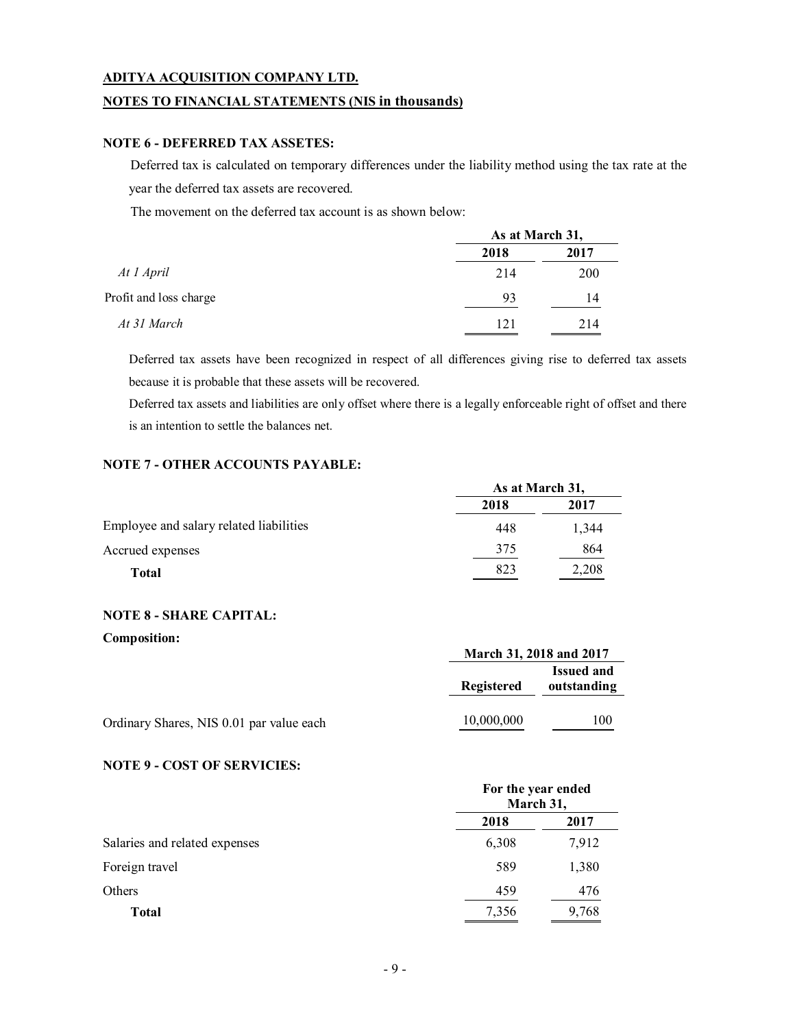**ADITYA ACQUISITION COMPANY LTD.**

**NOTES TO FINANCIAL STATEMENTS (NIS in thousands)**

**NOTE 6 - DEFERRED TAX ASSETES:**

Deferred tax is calculated on temporary differences under the liability method using the tax rate at the year the deferred tax assets are recovered.

The movement on the deferred tax account is as shown below:

| | As at March 31, | |
|---|---|---|
| | 2018 | 2017 |
| *At 1 April* | 214 | 200 |
| Profit and loss charge | 93 | 14 |
| *At 31 March* | 121 | 214 |

Deferred tax assets have been recognized in respect of all differences giving rise to deferred tax assets because it is probable that these assets will be recovered.

Deferred tax assets and liabilities are only offset where there is a legally enforceable right of offset and there is an intention to settle the balances net.

**NOTE 7 - OTHER ACCOUNTS PAYABLE:**

| | As at March 31, | |
|---|---|---|
| | 2018 | 2017 |
| Employee and salary related liabilities | 448 | 1,344 |
| Accrued expenses | 375 | 864 |
| **Total** | 823 | 2,208 |

**NOTE 8 - SHARE CAPITAL:**

**Composition:**

| | March 31, 2018 and 2017 | |
|---|---|---|
| | Registered | Issued and outstanding |
| Ordinary Shares, NIS 0.01 par value each | 10,000,000 | 100 |

**NOTE 9 - COST OF SERVICIES:**

| | For the year ended March 31, | |
|---|---|---|
| | 2018 | 2017 |
| Salaries and related expenses | 6,308 | 7,912 |
| Foreign travel | 589 | 1,380 |
| Others | 459 | 476 |
| **Total** | 7,356 | 9,768 |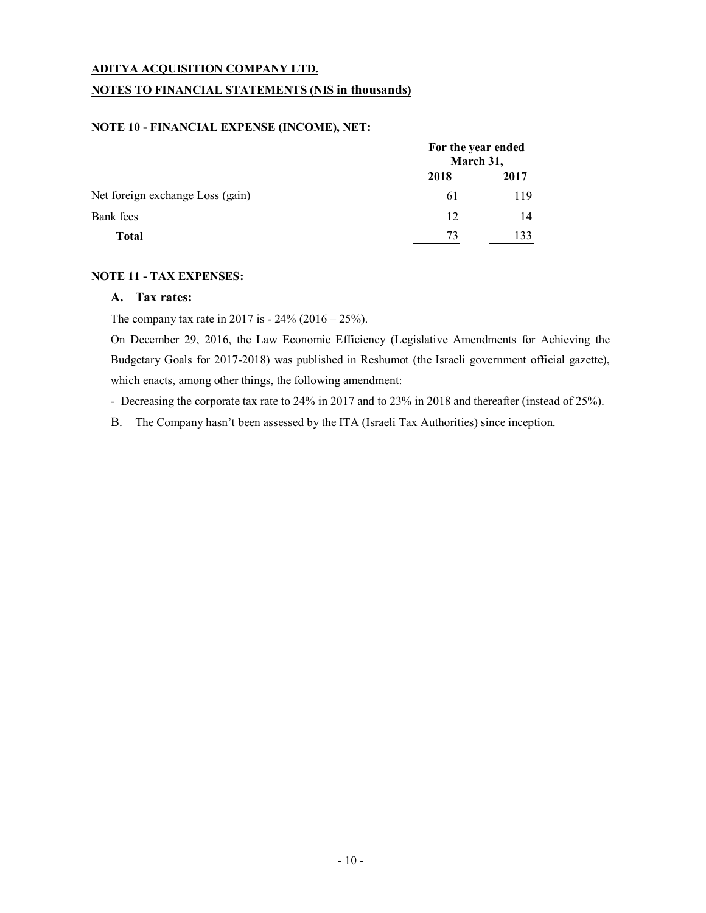**ADITYA ACQUISITION COMPANY LTD.**

**NOTES TO FINANCIAL STATEMENTS (NIS in thousands)**

**NOTE 10 - FINANCIAL EXPENSE (INCOME), NET:**

| | For the year ended March 31, | |
|---|---|---|
| | **2018** | **2017** |
| Net foreign exchange Loss (gain) | 61 | 119 |
| Bank fees | 12 | 14 |
| **Total** | 73 | 133 |

**NOTE 11 - TAX EXPENSES:**

**A. Tax rates:**

The company tax rate in 2017 is - 24% (2016 – 25%).

On December 29, 2016, the Law Economic Efficiency (Legislative Amendments for Achieving the Budgetary Goals for 2017-2018) was published in Reshumot (the Israeli government official gazette), which enacts, among other things, the following amendment:

- Decreasing the corporate tax rate to 24% in 2017 and to 23% in 2018 and thereafter (instead of 25%).

B. The Company hasn't been assessed by the ITA (Israeli Tax Authorities) since inception.